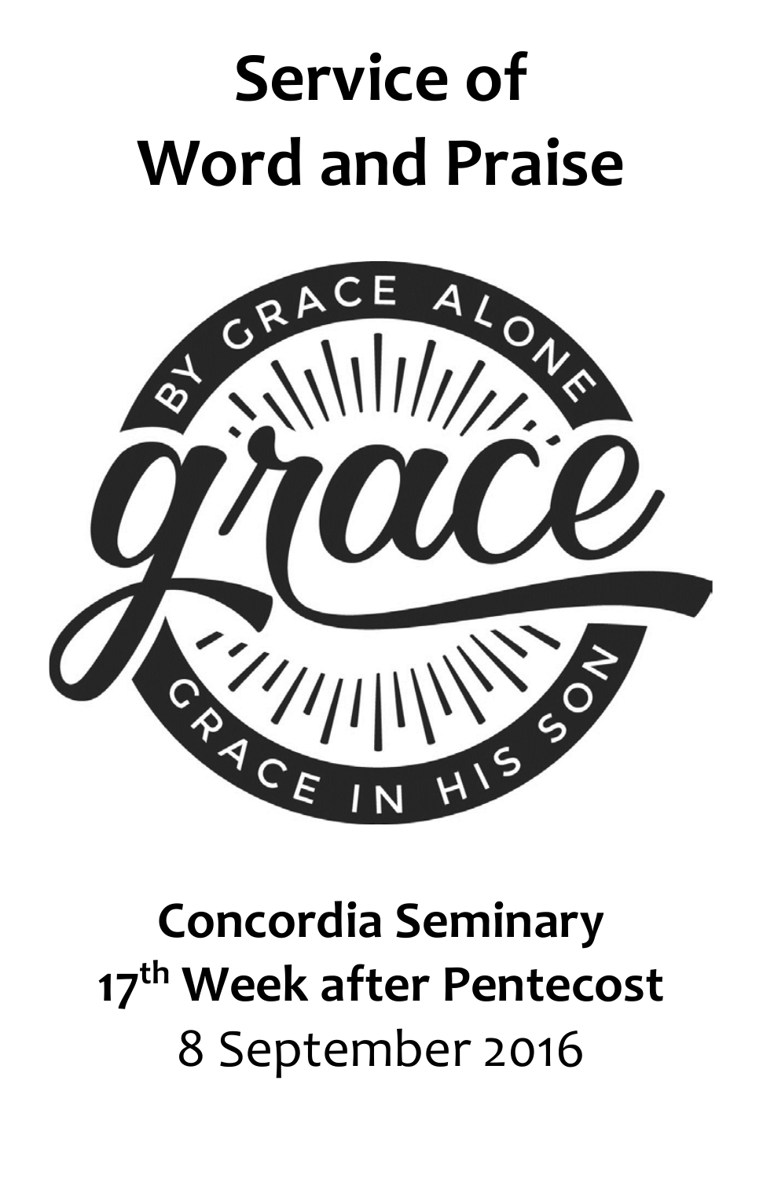# Service of Word and Praise

BY GRACE ALONE

grace

GRACE IN HIS SON

**Concordia Seminary**

**17th Week after Pentecost**

8 September 2016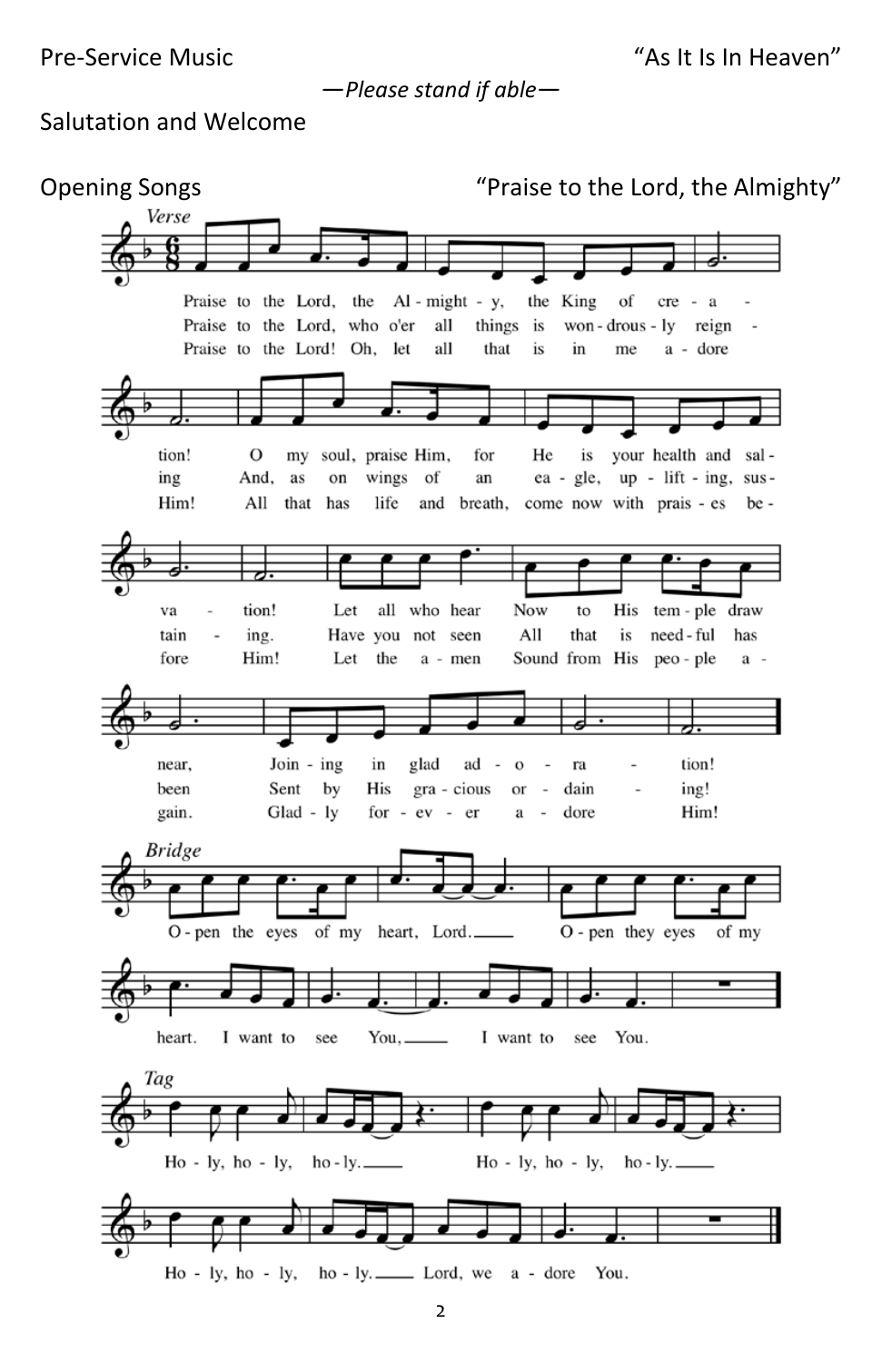Pre-Service Music "As It Is In Heaven"

*—Please stand if able—*

Salutation and Welcome

Opening Songs "Praise to the Lord, the Almighty"

*Verse*

Praise to the Lord, the Almighty, the King of creation!
O my soul, praise Him, for He is your health and salvation!
Let all who hear
Now to His temple draw near,
Joining in glad adoration!

Praise to the Lord, who o'er all things is wondrously reigning
And, as on wings of an eagle, uplifting, sustaining.
Have you not seen
All that is needful has been
Sent by His gracious ordaining!

Praise to the Lord! Oh, let all that is in me adore Him!
All that has life and breath, come now with praises before Him!
Let the amen
Sound from His people again.
Gladly forever adore Him!

*Bridge*

Open the eyes of my heart, Lord.
Open they eyes of my heart.
I want to see You,
I want to see You.

*Tag*

Holy, holy, holy.
Holy, holy, holy.
Holy, holy, holy.
Lord, we adore You.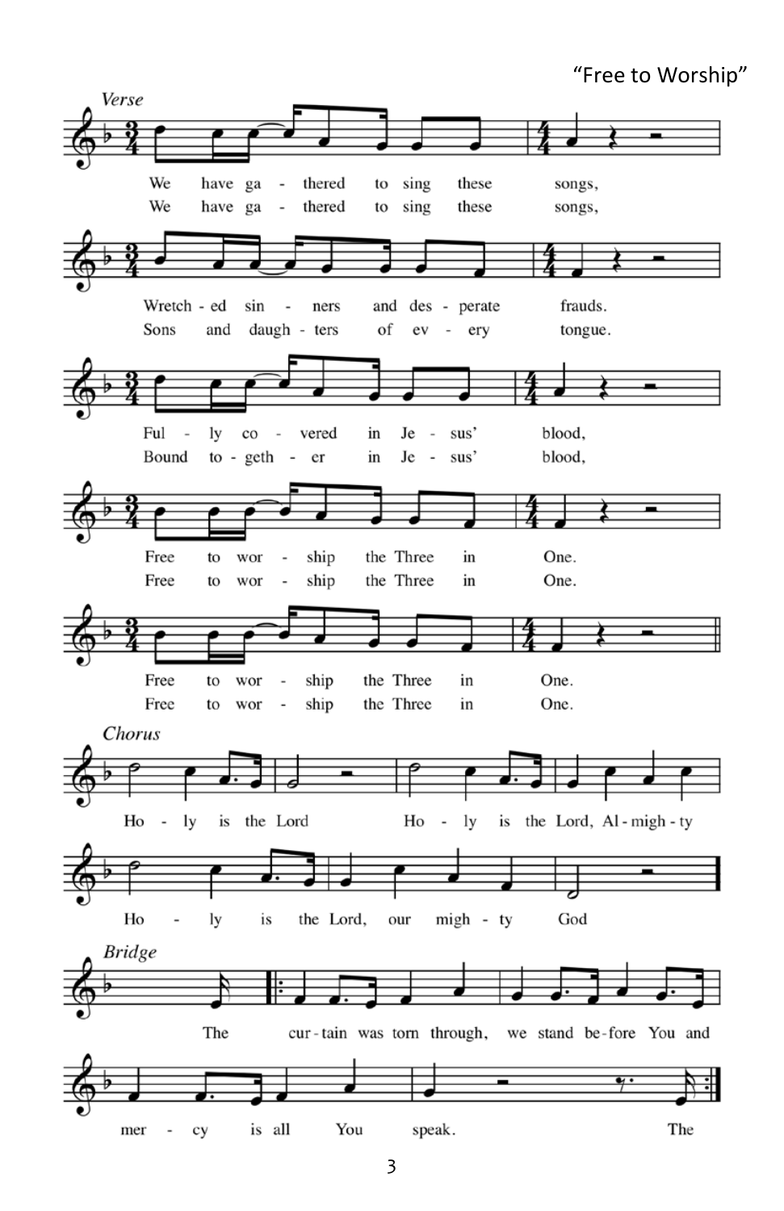“Free to Worship”

*Verse*

We have ga - thered to sing these songs,
We have ga - thered to sing these songs,

Wretch - ed sin - ners and des - perate frauds.
Sons and daugh - ters of ev - ery tongue.

Ful - ly co - vered in Je - sus’ blood,
Bound to - geth - er in Je - sus’ blood,

Free to wor - ship the Three in One.
Free to wor - ship the Three in One.

Free to wor - ship the Three in One.
Free to wor - ship the Three in One.

*Chorus*

Ho - ly is the Lord Ho - ly is the Lord, Al - migh - ty

Ho - ly is the Lord, our migh - ty God

*Bridge*

The cur - tain was torn through, we stand be - fore You and

mer - cy is all You speak. The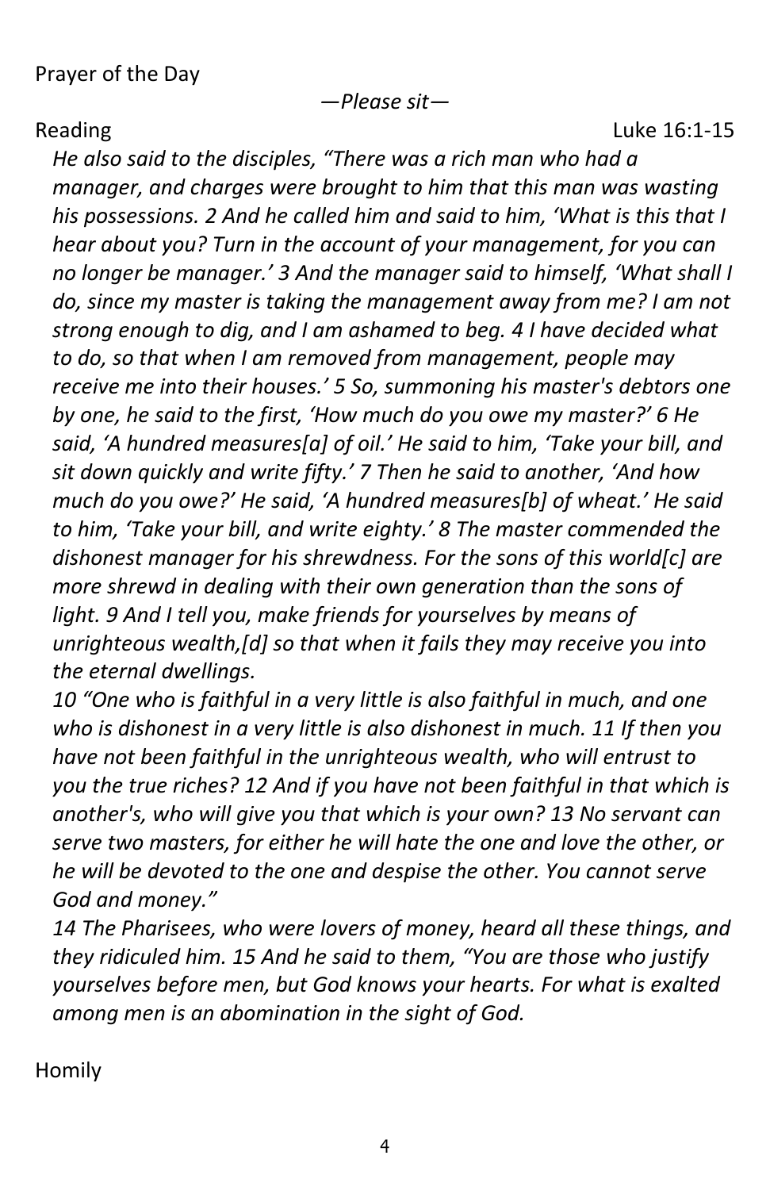Prayer of the Day

*—Please sit—*

Reading Luke 16:1-15

*He also said to the disciples, "There was a rich man who had a manager, and charges were brought to him that this man was wasting his possessions. 2 And he called him and said to him, 'What is this that I hear about you? Turn in the account of your management, for you can no longer be manager.' 3 And the manager said to himself, 'What shall I do, since my master is taking the management away from me? I am not strong enough to dig, and I am ashamed to beg. 4 I have decided what to do, so that when I am removed from management, people may receive me into their houses.' 5 So, summoning his master's debtors one by one, he said to the first, 'How much do you owe my master?' 6 He said, 'A hundred measures[a] of oil.' He said to him, 'Take your bill, and sit down quickly and write fifty.' 7 Then he said to another, 'And how much do you owe?' He said, 'A hundred measures[b] of wheat.' He said to him, 'Take your bill, and write eighty.' 8 The master commended the dishonest manager for his shrewdness. For the sons of this world[c] are more shrewd in dealing with their own generation than the sons of light. 9 And I tell you, make friends for yourselves by means of unrighteous wealth,[d] so that when it fails they may receive you into the eternal dwellings.*

*10 "One who is faithful in a very little is also faithful in much, and one who is dishonest in a very little is also dishonest in much. 11 If then you have not been faithful in the unrighteous wealth, who will entrust to you the true riches? 12 And if you have not been faithful in that which is another's, who will give you that which is your own? 13 No servant can serve two masters, for either he will hate the one and love the other, or he will be devoted to the one and despise the other. You cannot serve God and money."*

*14 The Pharisees, who were lovers of money, heard all these things, and they ridiculed him. 15 And he said to them, "You are those who justify yourselves before men, but God knows your hearts. For what is exalted among men is an abomination in the sight of God.*

Homily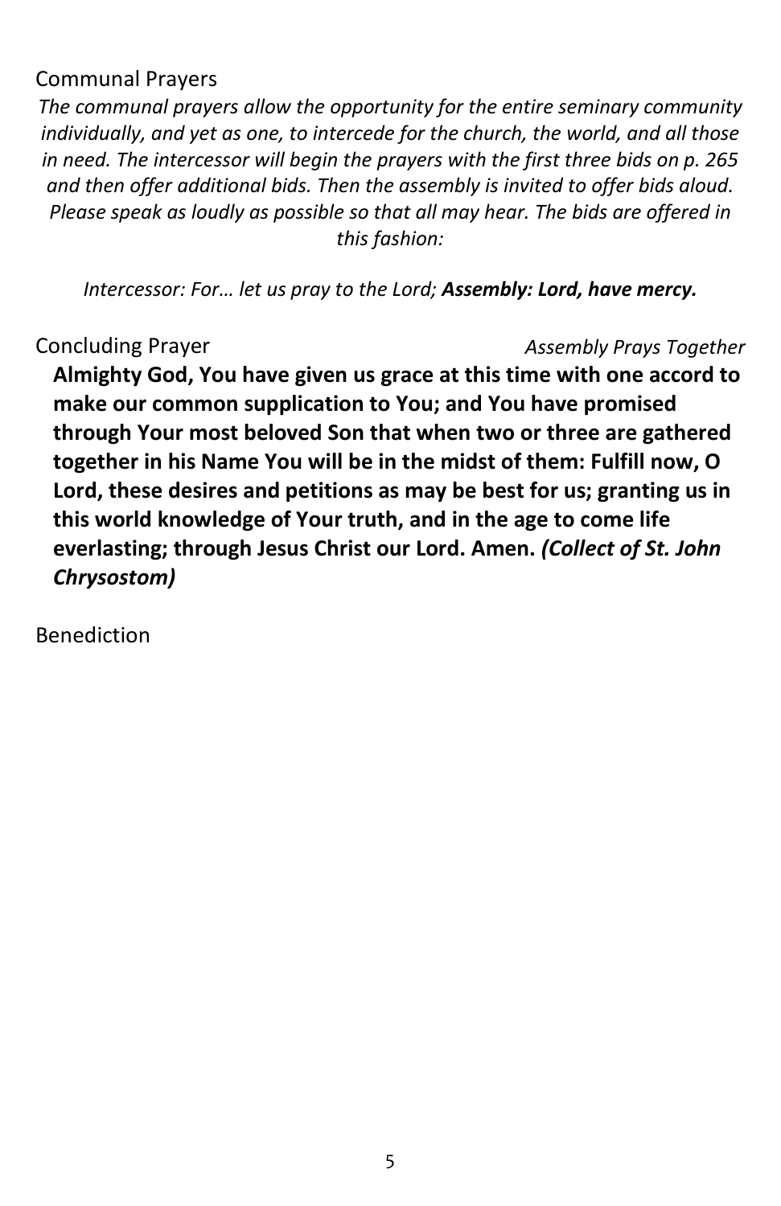## Communal Prayers

*The communal prayers allow the opportunity for the entire seminary community individually, and yet as one, to intercede for the church, the world, and all those in need. The intercessor will begin the prayers with the first three bids on p. 265 and then offer additional bids. Then the assembly is invited to offer bids aloud. Please speak as loudly as possible so that all may hear. The bids are offered in this fashion:*

*Intercessor: For… let us pray to the Lord;* ***Assembly: Lord, have mercy.***

## Concluding Prayer

*Assembly Prays Together*

**Almighty God, You have given us grace at this time with one accord to make our common supplication to You; and You have promised through Your most beloved Son that when two or three are gathered together in his Name You will be in the midst of them: Fulfill now, O Lord, these desires and petitions as may be best for us; granting us in this world knowledge of Your truth, and in the age to come life everlasting; through Jesus Christ our Lord. Amen.** ***(Collect of St. John Chrysostom)***

## Benediction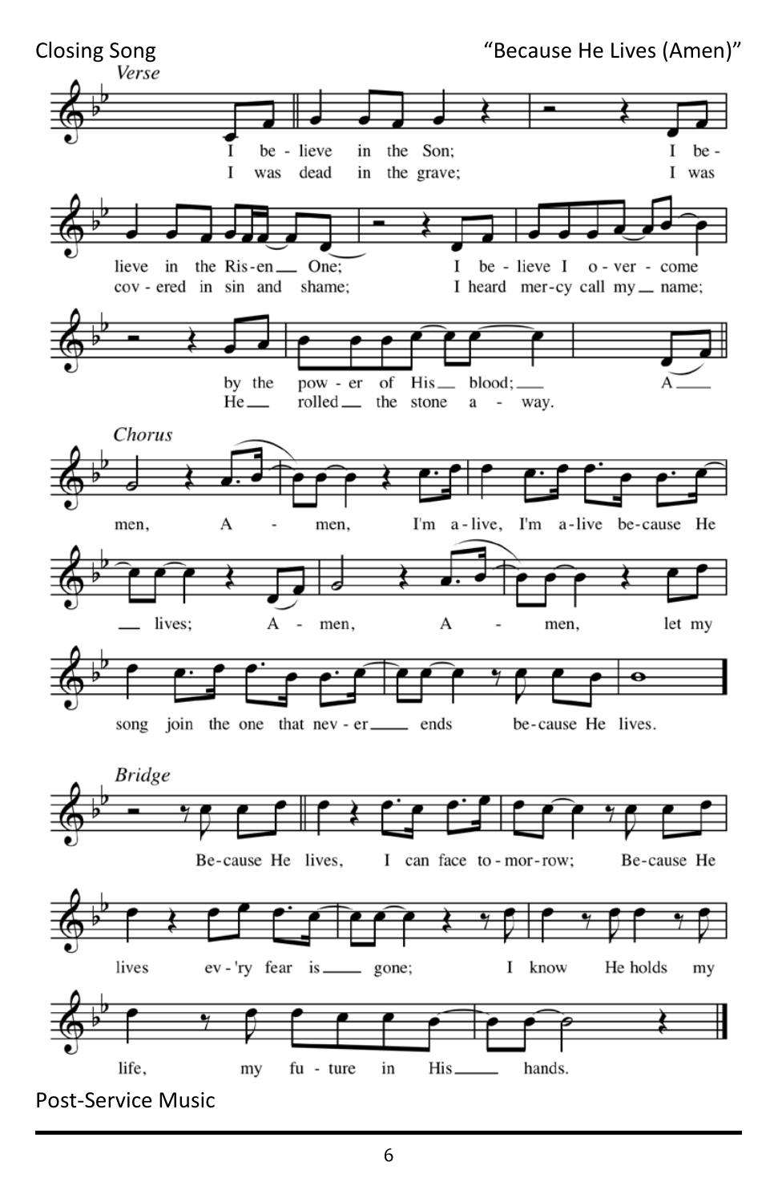Closing Song "Because He Lives (Amen)"

*Verse*

I be - lieve in the Son; I be - lieve in the Ris-en One; I be - lieve I o - ver - come by the pow - er of His blood; A

I was dead in the grave; I was cov - ered in sin and shame; I heard mer-cy call my name; He rolled the stone a - way.

*Chorus*

men, A - men, I'm a - live, I'm a - live be-cause He lives; A - men, A - men, let my song join the one that nev - er ends be-cause He lives.

*Bridge*

Be-cause He lives, I can face to - mor-row; Be-cause He lives ev - 'ry fear is gone; I know He holds my life, my fu - ture in His hands.

Post-Service Music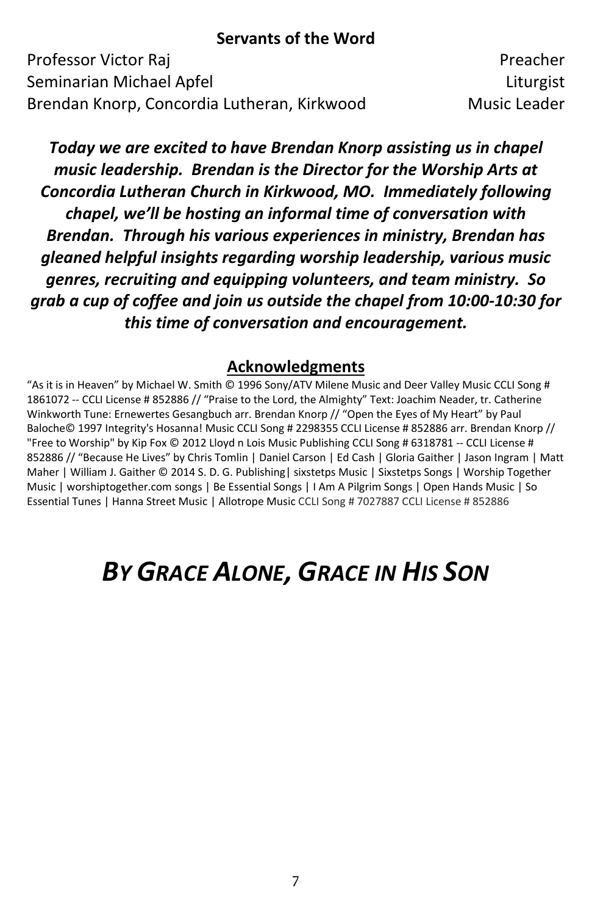**Servants of the Word**

| | |
|---|---|
| Professor Victor Raj | Preacher |
| Seminarian Michael Apfel | Liturgist |
| Brendan Knorp, Concordia Lutheran, Kirkwood | Music Leader |

***Today we are excited to have Brendan Knorp assisting us in chapel music leadership. Brendan is the Director for the Worship Arts at Concordia Lutheran Church in Kirkwood, MO. Immediately following chapel, we'll be hosting an informal time of conversation with Brendan. Through his various experiences in ministry, Brendan has gleaned helpful insights regarding worship leadership, various music genres, recruiting and equipping volunteers, and team ministry. So grab a cup of coffee and join us outside the chapel from 10:00-10:30 for this time of conversation and encouragement.***

## Acknowledgments

"As it is in Heaven" by Michael W. Smith © 1996 Sony/ATV Milene Music and Deer Valley Music CCLI Song # 1861072 -- CCLI License # 852886 // "Praise to the Lord, the Almighty" Text: Joachim Neader, tr. Catherine Winkworth Tune: Ernewertes Gesangbuch arr. Brendan Knorp // "Open the Eyes of My Heart" by Paul Baloche© 1997 Integrity's Hosanna! Music CCLI Song # 2298355 CCLI License # 852886 arr. Brendan Knorp // "Free to Worship" by Kip Fox © 2012 Lloyd n Lois Music Publishing CCLI Song # 6318781 -- CCLI License # 852886 // "Because He Lives" by Chris Tomlin | Daniel Carson | Ed Cash | Gloria Gaither | Jason Ingram | Matt Maher | William J. Gaither © 2014 S. D. G. Publishing| sixstetps Music | Sixstetps Songs | Worship Together Music | worshiptogether.com songs | Be Essential Songs | I Am A Pilgrim Songs | Open Hands Music | So Essential Tunes | Hanna Street Music | Allotrope Music CCLI Song # 7027887 CCLI License # 852886

# *BY GRACE ALONE, GRACE IN HIS SON*